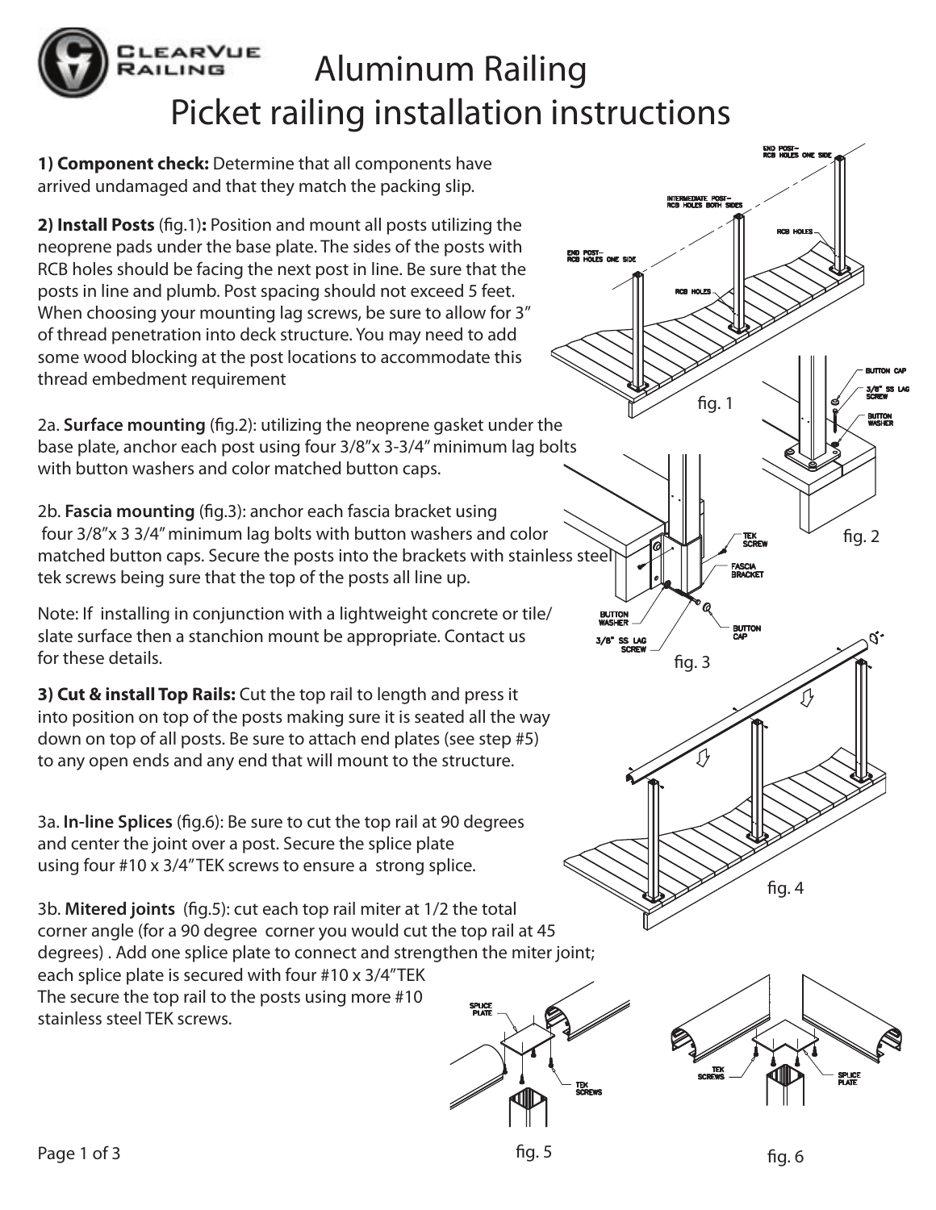# Aluminum Railing
# Picket railing installation instructions

**1) Component check:** Determine that all components have arrived undamaged and that they match the packing slip.

**2) Install Posts** (fig.1)**:** Position and mount all posts utilizing the neoprene pads under the base plate. The sides of the posts with RCB holes should be facing the next post in line. Be sure that the posts in line and plumb. Post spacing should not exceed 5 feet. When choosing your mounting lag screws, be sure to allow for 3" of thread penetration into deck structure. You may need to add some wood blocking at the post locations to accommodate this thread embedment requirement

2a. **Surface mounting** (fig.2): utilizing the neoprene gasket under the base plate, anchor each post using four 3/8"x 3-3/4" minimum lag bolts with button washers and color matched button caps.

2b. **Fascia mounting** (fig.3): anchor each fascia bracket using four 3/8"x 3 3/4" minimum lag bolts with button washers and color matched button caps. Secure the posts into the brackets with stainless steel tek screws being sure that the top of the posts all line up.

Note: If installing in conjunction with a lightweight concrete or tile/slate surface then a stanchion mount be appropriate. Contact us for these details.

**3) Cut & install Top Rails:** Cut the top rail to length and press it into position on top of the posts making sure it is seated all the way down on top of all posts. Be sure to attach end plates (see step #5) to any open ends and any end that will mount to the structure.

3a. **In-line Splices** (fig.6): Be sure to cut the top rail at 90 degrees and center the joint over a post. Secure the splice plate using four #10 x 3/4" TEK screws to ensure a strong splice.

3b. **Mitered joints** (fig.5): cut each top rail miter at 1/2 the total corner angle (for a 90 degree corner you would cut the top rail at 45 degrees) . Add one splice plate to connect and strengthen the miter joint; each splice plate is secured with four #10 x 3/4" TEK The secure the top rail to the posts using more #10 stainless steel TEK screws.

fig. 1

fig. 2

fig. 3

fig. 4

fig. 5

fig. 6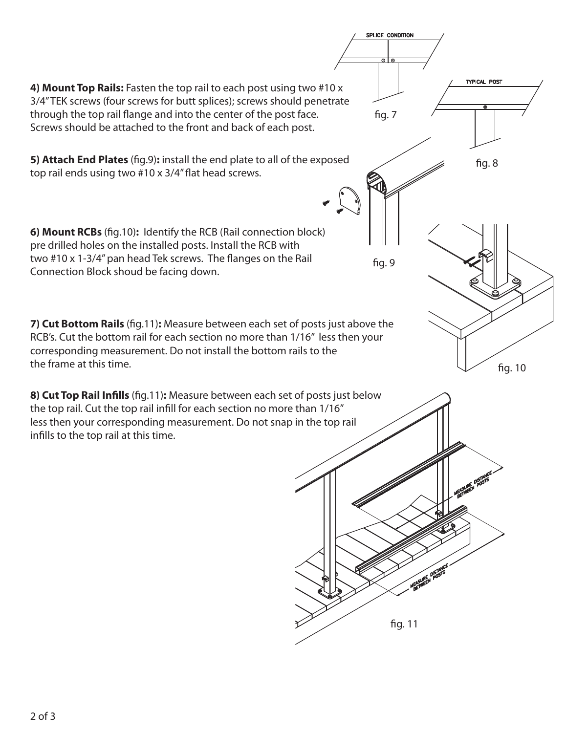**4) Mount Top Rails:** Fasten the top rail to each post using two #10 x 3/4" TEK screws (four screws for butt splices); screws should penetrate through the top rail flange and into the center of the post face. Screws should be attached to the front and back of each post.

SPLICE CONDITION

fig. 7

TYPICAL POST

fig. 8

**5) Attach End Plates** (fig.9)**:** install the end plate to all of the exposed top rail ends using two #10 x 3/4" flat head screws.

fig. 9

**6) Mount RCBs** (fig.10)**:** Identify the RCB (Rail connection block) pre drilled holes on the installed posts. Install the RCB with two #10 x 1-3/4" pan head Tek screws. The flanges on the Rail Connection Block shoud be facing down.

fig. 10

**7) Cut Bottom Rails** (fig.11)**:** Measure between each set of posts just above the RCB's. Cut the bottom rail for each section no more than 1/16" less then your corresponding measurement. Do not install the bottom rails to the the frame at this time.

**8) Cut Top Rail Infills** (fig.11)**:** Measure between each set of posts just below the top rail. Cut the top rail infill for each section no more than 1/16" less then your corresponding measurement. Do not snap in the top rail infills to the top rail at this time.

MEASURE DISTANCE BETWEEN POSTS

MEASURE DISTANCE BETWEEN POSTS

fig. 11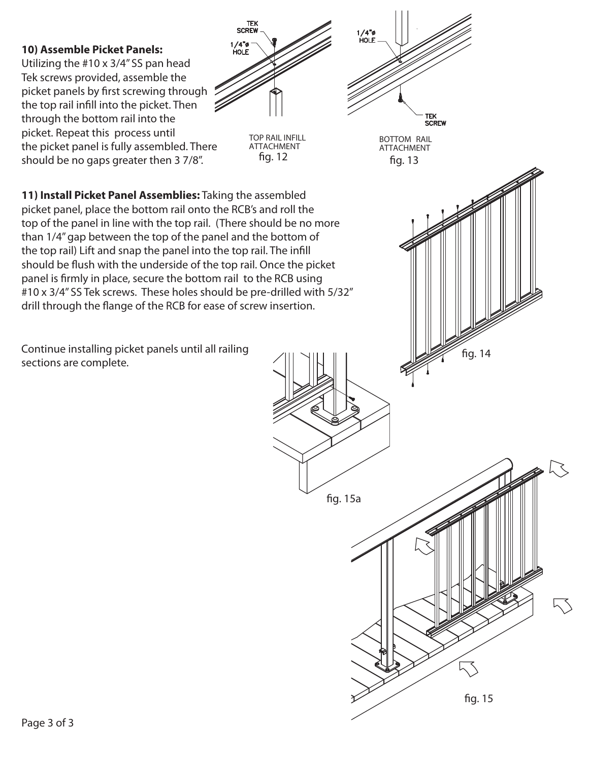**10) Assemble Picket Panels:**
Utilizing the #10 x 3/4" SS pan head Tek screws provided, assemble the picket panels by first screwing through the top rail infill into the picket. Then through the bottom rail into the picket. Repeat this process until the picket panel is fully assembled. There should be no gaps greater then 3 7/8".

TEK SCREW

1/4"ø HOLE

TOP RAIL INFILL ATTACHMENT
fig. 12

1/4"ø HOLE

TEK SCREW

BOTTOM RAIL ATTACHMENT
fig. 13

**11) Install Picket Panel Assemblies:** Taking the assembled picket panel, place the bottom rail onto the RCB's and roll the top of the panel in line with the top rail. (There should be no more than 1/4" gap between the top of the panel and the bottom of the top rail) Lift and snap the panel into the top rail. The infill should be flush with the underside of the top rail. Once the picket panel is firmly in place, secure the bottom rail to the RCB using #10 x 3/4" SS Tek screws. These holes should be pre-drilled with 5/32" drill through the flange of the RCB for ease of screw insertion.

fig. 14

Continue installing picket panels until all railing sections are complete.

fig. 15a

fig. 15